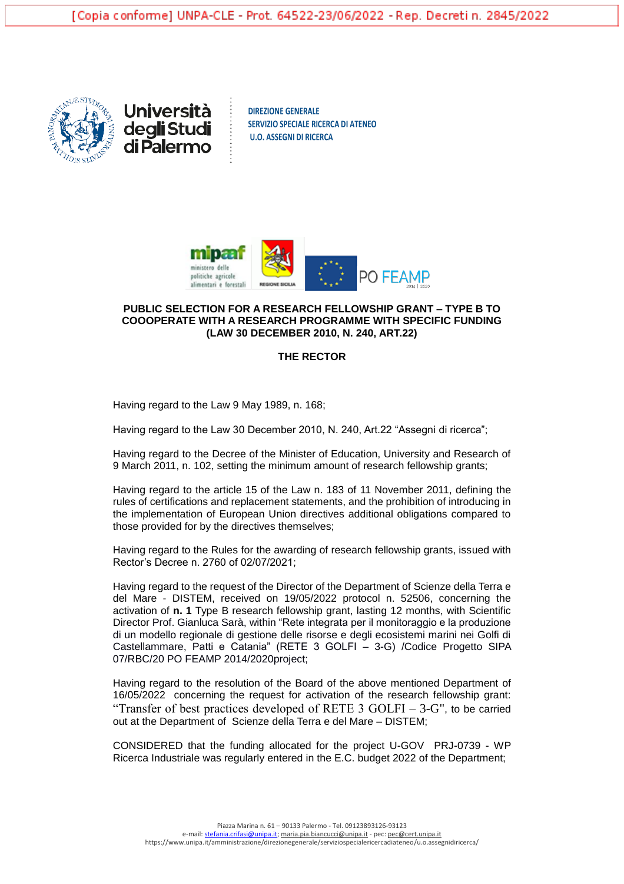[Copia conforme] UNPA-CLE - Prot. 64522-23/06/2022 - Rep. Decreti n. 2845/2022

Università degli Studi di Palermo

DIREZIONE GENERALE
SERVIZIO SPECIALE RICERCA DI ATENEO
U.O. ASSEGNI DI RICERCA

## PUBLIC SELECTION FOR A RESEARCH FELLOWSHIP GRANT – TYPE B TO COOOPERATE WITH A RESEARCH PROGRAMME WITH SPECIFIC FUNDING (LAW 30 DECEMBER 2010, N. 240, ART.22)

### THE RECTOR

Having regard to the Law 9 May 1989, n. 168;

Having regard to the Law 30 December 2010, N. 240, Art.22 "Assegni di ricerca";

Having regard to the Decree of the Minister of Education, University and Research of 9 March 2011, n. 102, setting the minimum amount of research fellowship grants;

Having regard to the article 15 of the Law n. 183 of 11 November 2011, defining the rules of certifications and replacement statements, and the prohibition of introducing in the implementation of European Union directives additional obligations compared to those provided for by the directives themselves;

Having regard to the Rules for the awarding of research fellowship grants, issued with Rector's Decree n. 2760 of 02/07/2021;

Having regard to the request of the Director of the Department of Scienze della Terra e del Mare - DISTEM, received on 19/05/2022 protocol n. 52506, concerning the activation of **n. 1** Type B research fellowship grant, lasting 12 months, with Scientific Director Prof. Gianluca Sarà, within "Rete integrata per il monitoraggio e la produzione di un modello regionale di gestione delle risorse e degli ecosistemi marini nei Golfi di Castellammare, Patti e Catania" (RETE 3 GOLFI – 3-G) /Codice Progetto SIPA 07/RBC/20 PO FEAMP 2014/2020project;

Having regard to the resolution of the Board of the above mentioned Department of 16/05/2022 concerning the request for activation of the research fellowship grant: "Transfer of best practices developed of RETE 3 GOLFI – 3-G", to be carried out at the Department of Scienze della Terra e del Mare – DISTEM;

CONSIDERED that the funding allocated for the project U-GOV PRJ-0739 - WP Ricerca Industriale was regularly entered in the E.C. budget 2022 of the Department;

Piazza Marina n. 61 – 90133 Palermo - Tel. 09123893126-93123
e-mail: stefania.crifasi@unipa.it; maria.pia.biancucci@unipa.it - pec: pec@cert.unipa.it
https://www.unipa.it/amministrazione/direzionegenerale/serviziospecialericercadiateneo/u.o.assegnidiricerca/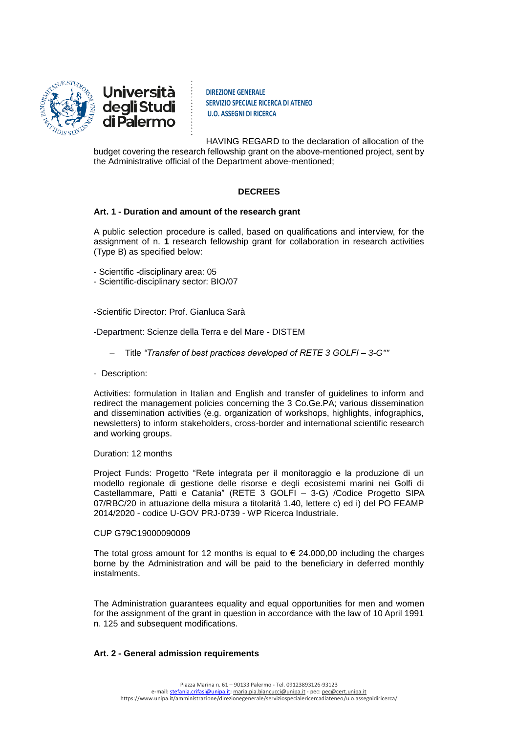HAVING REGARD to the declaration of allocation of the budget covering the research fellowship grant on the above-mentioned project, sent by the Administrative official of the Department above-mentioned;

**DECREES**

**Art. 1 - Duration and amount of the research grant**

A public selection procedure is called, based on qualifications and interview, for the assignment of n. **1** research fellowship grant for collaboration in research activities (Type B) as specified below:

- Scientific -disciplinary area: 05
- Scientific-disciplinary sector: BIO/07

-Scientific Director: Prof. Gianluca Sarà

-Department: Scienze della Terra e del Mare - DISTEM

- Title *"Transfer of best practices developed of RETE 3 GOLFI – 3-G""*

- Description:

Activities: formulation in Italian and English and transfer of guidelines to inform and redirect the management policies concerning the 3 Co.Ge.PA; various dissemination and dissemination activities (e.g. organization of workshops, highlights, infographics, newsletters) to inform stakeholders, cross-border and international scientific research and working groups.

Duration: 12 months

Project Funds: Progetto "Rete integrata per il monitoraggio e la produzione di un modello regionale di gestione delle risorse e degli ecosistemi marini nei Golfi di Castellammare, Patti e Catania" (RETE 3 GOLFI – 3-G) /Codice Progetto SIPA 07/RBC/20 in attuazione della misura a titolarità 1.40, lettere c) ed i) del PO FEAMP 2014/2020 - codice U-GOV PRJ-0739 - WP Ricerca Industriale.

CUP G79C19000090009

The total gross amount for 12 months is equal to € 24.000,00 including the charges borne by the Administration and will be paid to the beneficiary in deferred monthly instalments.

The Administration guarantees equality and equal opportunities for men and women for the assignment of the grant in question in accordance with the law of 10 April 1991 n. 125 and subsequent modifications.

**Art. 2 - General admission requirements**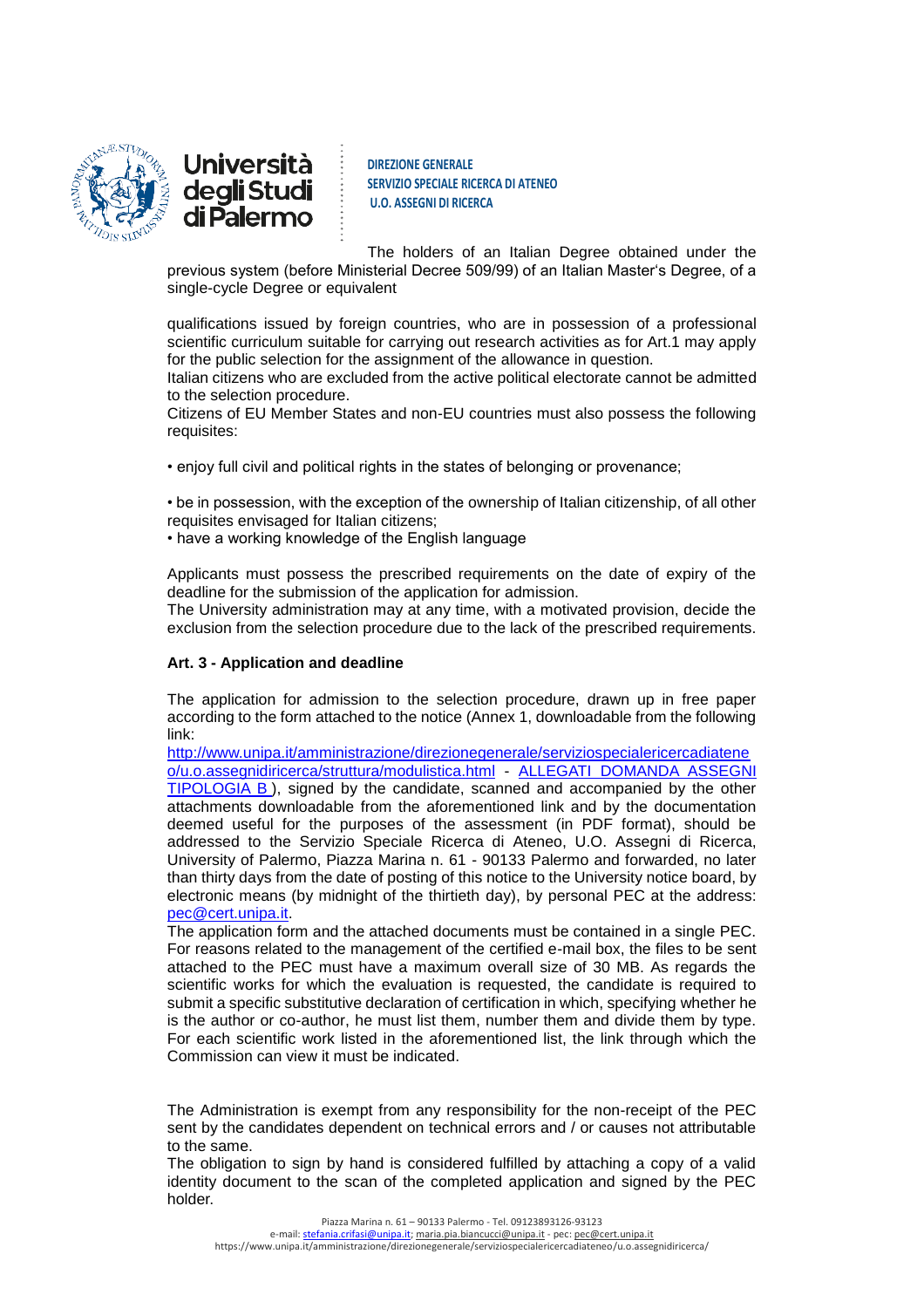The holders of an Italian Degree obtained under the previous system (before Ministerial Decree 509/99) of an Italian Master's Degree, of a single-cycle Degree or equivalent

qualifications issued by foreign countries, who are in possession of a professional scientific curriculum suitable for carrying out research activities as for Art.1 may apply for the public selection for the assignment of the allowance in question.
Italian citizens who are excluded from the active political electorate cannot be admitted to the selection procedure.
Citizens of EU Member States and non-EU countries must also possess the following requisites:

• enjoy full civil and political rights in the states of belonging or provenance;

• be in possession, with the exception of the ownership of Italian citizenship, of all other requisites envisaged for Italian citizens;
• have a working knowledge of the English language

Applicants must possess the prescribed requirements on the date of expiry of the deadline for the submission of the application for admission.
The University administration may at any time, with a motivated provision, decide the exclusion from the selection procedure due to the lack of the prescribed requirements.

**Art. 3 - Application and deadline**

The application for admission to the selection procedure, drawn up in free paper according to the form attached to the notice (Annex 1, downloadable from the following link:
http://www.unipa.it/amministrazione/direzionegenerale/serviziospecialericercadiateneo/u.o.assegnidiricerca/struttura/modulistica.html - ALLEGATI DOMANDA ASSEGNI TIPOLOGIA B ), signed by the candidate, scanned and accompanied by the other attachments downloadable from the aforementioned link and by the documentation deemed useful for the purposes of the assessment (in PDF format), should be addressed to the Servizio Speciale Ricerca di Ateneo, U.O. Assegni di Ricerca, University of Palermo, Piazza Marina n. 61 - 90133 Palermo and forwarded, no later than thirty days from the date of posting of this notice to the University notice board, by electronic means (by midnight of the thirtieth day), by personal PEC at the address: pec@cert.unipa.it.
The application form and the attached documents must be contained in a single PEC. For reasons related to the management of the certified e-mail box, the files to be sent attached to the PEC must have a maximum overall size of 30 MB. As regards the scientific works for which the evaluation is requested, the candidate is required to submit a specific substitutive declaration of certification in which, specifying whether he is the author or co-author, he must list them, number them and divide them by type. For each scientific work listed in the aforementioned list, the link through which the Commission can view it must be indicated.

The Administration is exempt from any responsibility for the non-receipt of the PEC sent by the candidates dependent on technical errors and / or causes not attributable to the same.
The obligation to sign by hand is considered fulfilled by attaching a copy of a valid identity document to the scan of the completed application and signed by the PEC holder.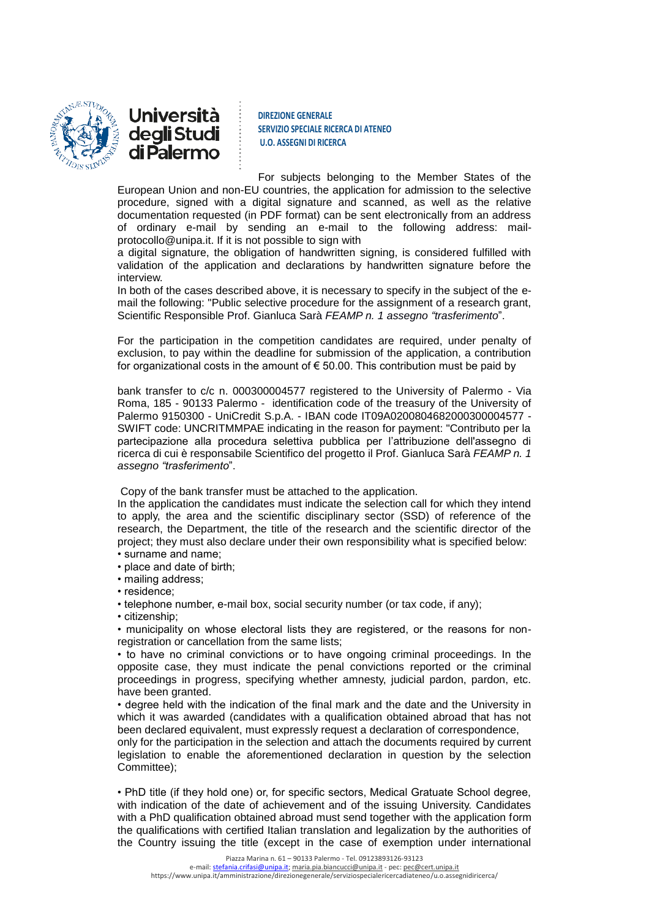For subjects belonging to the Member States of the European Union and non-EU countries, the application for admission to the selective procedure, signed with a digital signature and scanned, as well as the relative documentation requested (in PDF format) can be sent electronically from an address of ordinary e-mail by sending an e-mail to the following address: mail-protocollo@unipa.it. If it is not possible to sign with a digital signature, the obligation of handwritten signing, is considered fulfilled with validation of the application and declarations by handwritten signature before the interview.

In both of the cases described above, it is necessary to specify in the subject of the e-mail the following: "Public selective procedure for the assignment of a research grant, Scientific Responsible Prof. Gianluca Sarà *FEAMP n. 1 assegno "trasferimento*".

For the participation in the competition candidates are required, under penalty of exclusion, to pay within the deadline for submission of the application, a contribution for organizational costs in the amount of € 50.00. This contribution must be paid by

bank transfer to c/c n. 000300004577 registered to the University of Palermo - Via Roma, 185 - 90133 Palermo - identification code of the treasury of the University of Palermo 9150300 - UniCredit S.p.A. - IBAN code IT09A0200804682000300004577 - SWIFT code: UNCRITMMPAE indicating in the reason for payment: "Contributo per la partecipazione alla procedura selettiva pubblica per l'attribuzione dell'assegno di ricerca di cui è responsabile Scientifico del progetto il Prof. Gianluca Sarà *FEAMP n. 1 assegno "trasferimento*".

Copy of the bank transfer must be attached to the application.

In the application the candidates must indicate the selection call for which they intend to apply, the area and the scientific disciplinary sector (SSD) of reference of the research, the Department, the title of the research and the scientific director of the project; they must also declare under their own responsibility what is specified below:

- surname and name;
- place and date of birth;
- mailing address;
- residence;
- telephone number, e-mail box, social security number (or tax code, if any);
- citizenship;
- municipality on whose electoral lists they are registered, or the reasons for non-registration or cancellation from the same lists;
- to have no criminal convictions or to have ongoing criminal proceedings. In the opposite case, they must indicate the penal convictions reported or the criminal proceedings in progress, specifying whether amnesty, judicial pardon, pardon, etc. have been granted.
- degree held with the indication of the final mark and the date and the University in which it was awarded (candidates with a qualification obtained abroad that has not been declared equivalent, must expressly request a declaration of correspondence, only for the participation in the selection and attach the documents required by current legislation to enable the aforementioned declaration in question by the selection Committee);

- PhD title (if they hold one) or, for specific sectors, Medical Gratuate School degree, with indication of the date of achievement and of the issuing University. Candidates with a PhD qualification obtained abroad must send together with the application form the qualifications with certified Italian translation and legalization by the authorities of the Country issuing the title (except in the case of exemption under international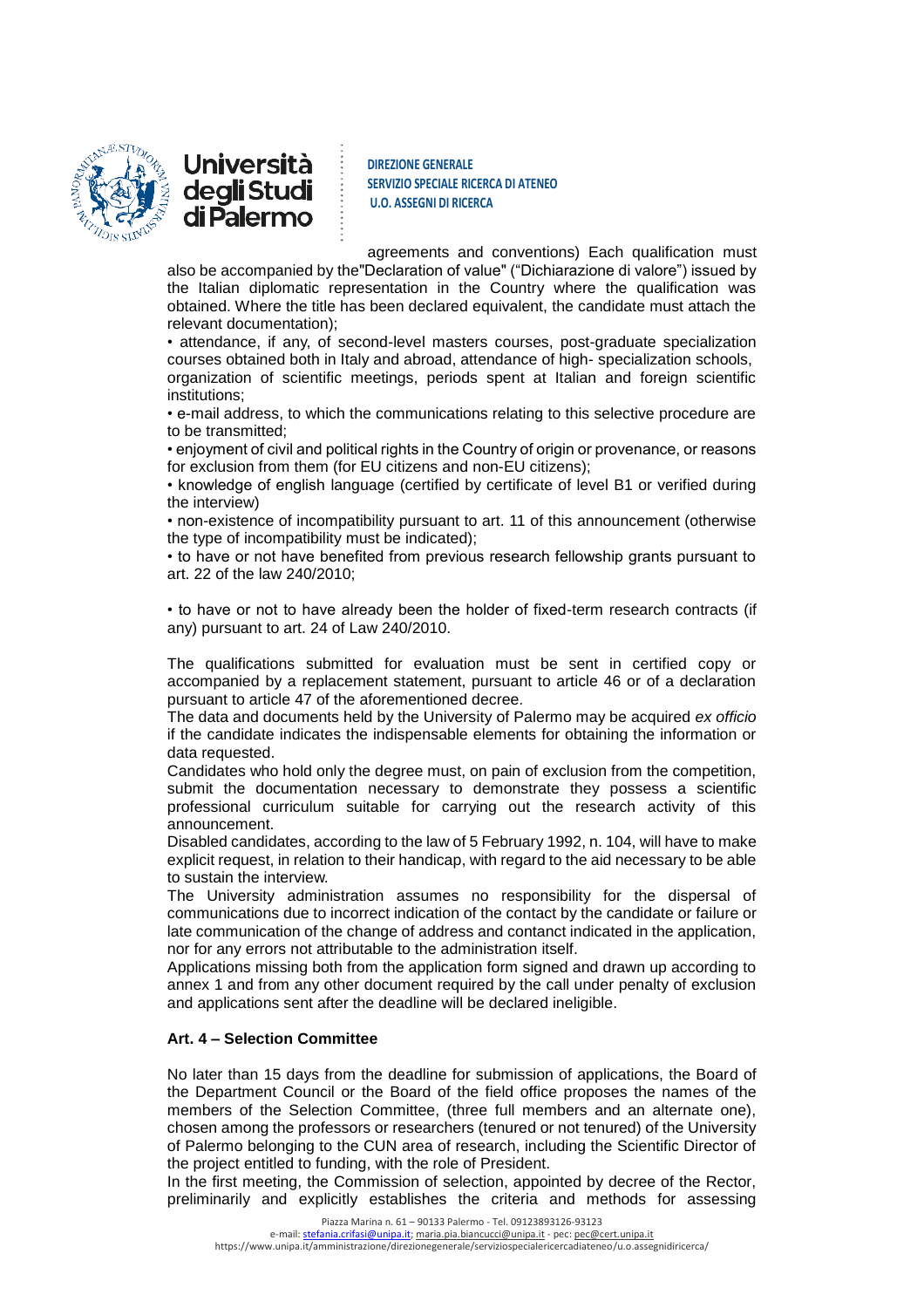agreements and conventions) Each qualification must also be accompanied by the"Declaration of value" ("Dichiarazione di valore") issued by the Italian diplomatic representation in the Country where the qualification was obtained. Where the title has been declared equivalent, the candidate must attach the relevant documentation);

• attendance, if any, of second-level masters courses, post-graduate specialization courses obtained both in Italy and abroad, attendance of high- specialization schools, organization of scientific meetings, periods spent at Italian and foreign scientific institutions;

• e-mail address, to which the communications relating to this selective procedure are to be transmitted;

• enjoyment of civil and political rights in the Country of origin or provenance, or reasons for exclusion from them (for EU citizens and non-EU citizens);

• knowledge of english language (certified by certificate of level B1 or verified during the interview)

• non-existence of incompatibility pursuant to art. 11 of this announcement (otherwise the type of incompatibility must be indicated);

• to have or not have benefited from previous research fellowship grants pursuant to art. 22 of the law 240/2010;

• to have or not to have already been the holder of fixed-term research contracts (if any) pursuant to art. 24 of Law 240/2010.

The qualifications submitted for evaluation must be sent in certified copy or accompanied by a replacement statement, pursuant to article 46 or of a declaration pursuant to article 47 of the aforementioned decree.

The data and documents held by the University of Palermo may be acquired *ex officio* if the candidate indicates the indispensable elements for obtaining the information or data requested.

Candidates who hold only the degree must, on pain of exclusion from the competition, submit the documentation necessary to demonstrate they possess a scientific professional curriculum suitable for carrying out the research activity of this announcement.

Disabled candidates, according to the law of 5 February 1992, n. 104, will have to make explicit request, in relation to their handicap, with regard to the aid necessary to be able to sustain the interview.

The University administration assumes no responsibility for the dispersal of communications due to incorrect indication of the contact by the candidate or failure or late communication of the change of address and contanct indicated in the application, nor for any errors not attributable to the administration itself.

Applications missing both from the application form signed and drawn up according to annex 1 and from any other document required by the call under penalty of exclusion and applications sent after the deadline will be declared ineligible.

## Art. 4 – Selection Committee

No later than 15 days from the deadline for submission of applications, the Board of the Department Council or the Board of the field office proposes the names of the members of the Selection Committee, (three full members and an alternate one), chosen among the professors or researchers (tenured or not tenured) of the University of Palermo belonging to the CUN area of research, including the Scientific Director of the project entitled to funding, with the role of President.

In the first meeting, the Commission of selection, appointed by decree of the Rector, preliminarily and explicitly establishes the criteria and methods for assessing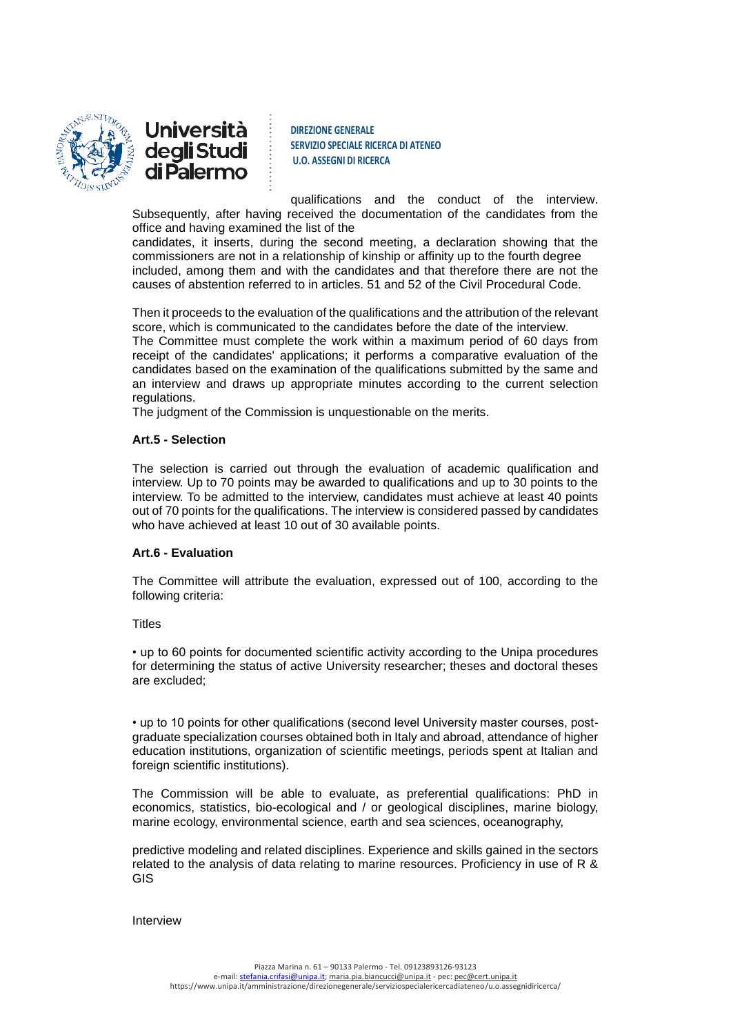qualifications and the conduct of the interview. Subsequently, after having received the documentation of the candidates from the office and having examined the list of the candidates, it inserts, during the second meeting, a declaration showing that the commissioners are not in a relationship of kinship or affinity up to the fourth degree included, among them and with the candidates and that therefore there are not the causes of abstention referred to in articles. 51 and 52 of the Civil Procedural Code.

Then it proceeds to the evaluation of the qualifications and the attribution of the relevant score, which is communicated to the candidates before the date of the interview.
The Committee must complete the work within a maximum period of 60 days from receipt of the candidates' applications; it performs a comparative evaluation of the candidates based on the examination of the qualifications submitted by the same and an interview and draws up appropriate minutes according to the current selection regulations.
The judgment of the Commission is unquestionable on the merits.

**Art.5 - Selection**

The selection is carried out through the evaluation of academic qualification and interview. Up to 70 points may be awarded to qualifications and up to 30 points to the interview. To be admitted to the interview, candidates must achieve at least 40 points out of 70 points for the qualifications. The interview is considered passed by candidates who have achieved at least 10 out of 30 available points.

**Art.6 - Evaluation**

The Committee will attribute the evaluation, expressed out of 100, according to the following criteria:

Titles

• up to 60 points for documented scientific activity according to the Unipa procedures for determining the status of active University researcher; theses and doctoral theses are excluded;

• up to 10 points for other qualifications (second level University master courses, post-graduate specialization courses obtained both in Italy and abroad, attendance of higher education institutions, organization of scientific meetings, periods spent at Italian and foreign scientific institutions).

The Commission will be able to evaluate, as preferential qualifications: PhD in economics, statistics, bio-ecological and / or geological disciplines, marine biology, marine ecology, environmental science, earth and sea sciences, oceanography, predictive modeling and related disciplines. Experience and skills gained in the sectors related to the analysis of data relating to marine resources. Proficiency in use of R & GIS

Interview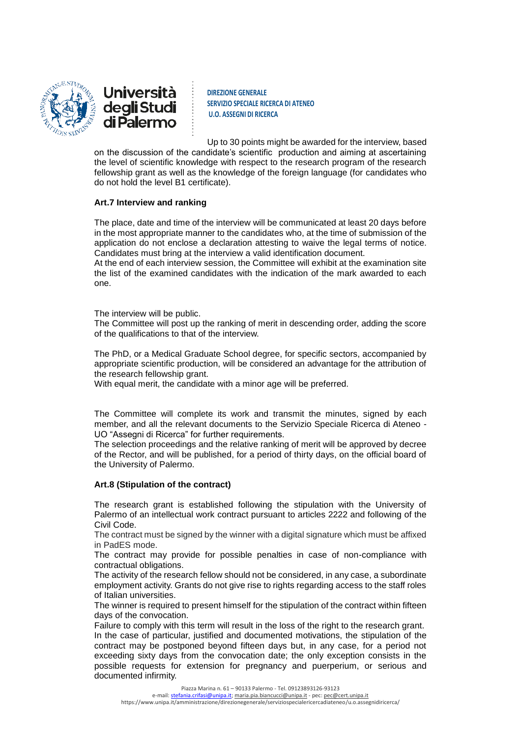Up to 30 points might be awarded for the interview, based on the discussion of the candidate's scientific production and aiming at ascertaining the level of scientific knowledge with respect to the research program of the research fellowship grant as well as the knowledge of the foreign language (for candidates who do not hold the level B1 certificate).

**Art.7 Interview and ranking**

The place, date and time of the interview will be communicated at least 20 days before in the most appropriate manner to the candidates who, at the time of submission of the application do not enclose a declaration attesting to waive the legal terms of notice. Candidates must bring at the interview a valid identification document.

At the end of each interview session, the Committee will exhibit at the examination site the list of the examined candidates with the indication of the mark awarded to each one.

The interview will be public.

The Committee will post up the ranking of merit in descending order, adding the score of the qualifications to that of the interview.

The PhD, or a Medical Graduate School degree, for specific sectors, accompanied by appropriate scientific production, will be considered an advantage for the attribution of the research fellowship grant.

With equal merit, the candidate with a minor age will be preferred.

The Committee will complete its work and transmit the minutes, signed by each member, and all the relevant documents to the Servizio Speciale Ricerca di Ateneo - UO "Assegni di Ricerca" for further requirements.

The selection proceedings and the relative ranking of merit will be approved by decree of the Rector, and will be published, for a period of thirty days, on the official board of the University of Palermo.

**Art.8 (Stipulation of the contract)**

The research grant is established following the stipulation with the University of Palermo of an intellectual work contract pursuant to articles 2222 and following of the Civil Code.

The contract must be signed by the winner with a digital signature which must be affixed in PadES mode.

The contract may provide for possible penalties in case of non-compliance with contractual obligations.

The activity of the research fellow should not be considered, in any case, a subordinate employment activity. Grants do not give rise to rights regarding access to the staff roles of Italian universities.

The winner is required to present himself for the stipulation of the contract within fifteen days of the convocation.

Failure to comply with this term will result in the loss of the right to the research grant.

In the case of particular, justified and documented motivations, the stipulation of the contract may be postponed beyond fifteen days but, in any case, for a period not exceeding sixty days from the convocation date; the only exception consists in the possible requests for extension for pregnancy and puerperium, or serious and documented infirmity.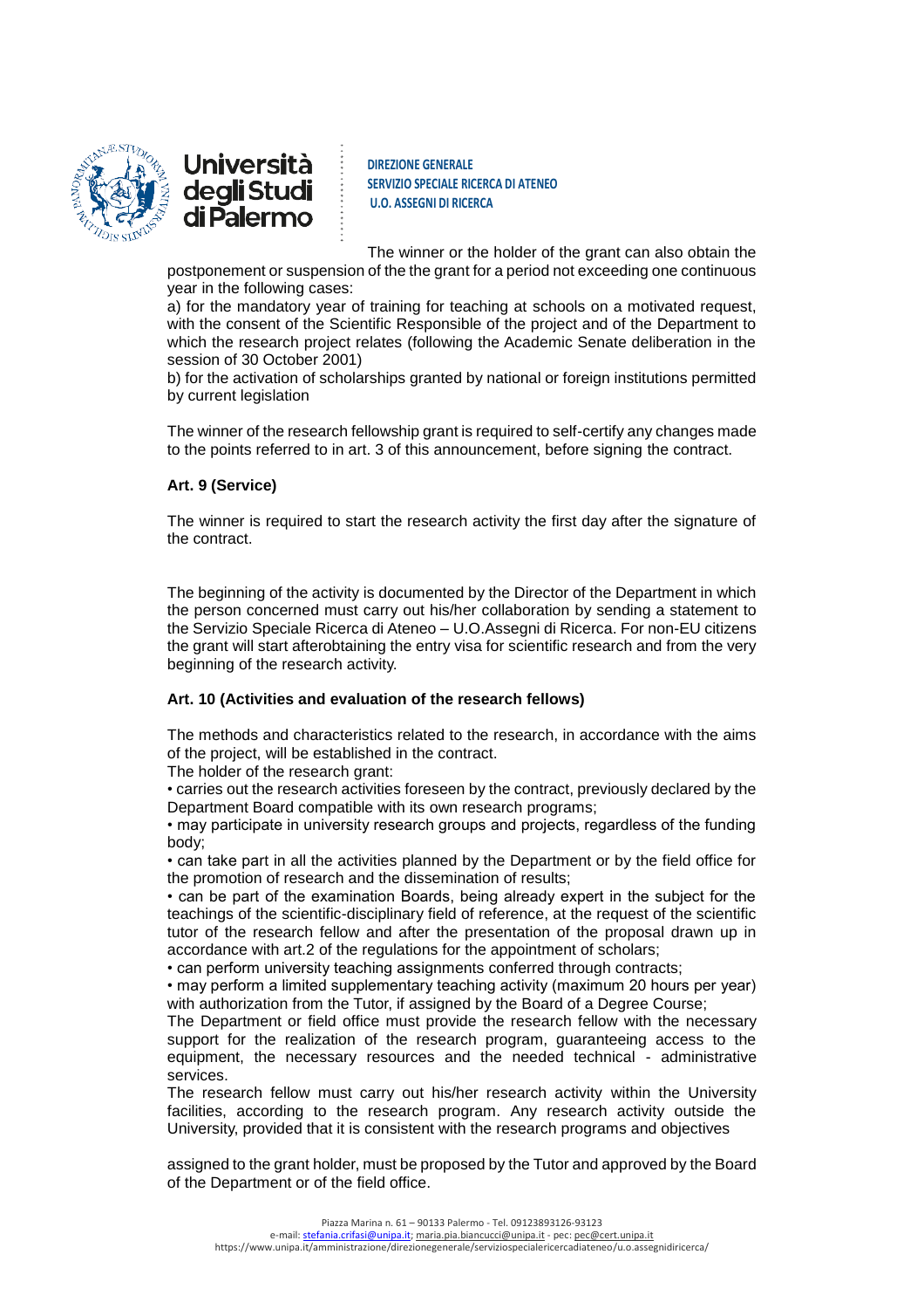The winner or the holder of the grant can also obtain the postponement or suspension of the the grant for a period not exceeding one continuous year in the following cases:

a) for the mandatory year of training for teaching at schools on a motivated request, with the consent of the Scientific Responsible of the project and of the Department to which the research project relates (following the Academic Senate deliberation in the session of 30 October 2001)

b) for the activation of scholarships granted by national or foreign institutions permitted by current legislation

The winner of the research fellowship grant is required to self-certify any changes made to the points referred to in art. 3 of this announcement, before signing the contract.

**Art. 9 (Service)**

The winner is required to start the research activity the first day after the signature of the contract.

The beginning of the activity is documented by the Director of the Department in which the person concerned must carry out his/her collaboration by sending a statement to the Servizio Speciale Ricerca di Ateneo – U.O.Assegni di Ricerca. For non-EU citizens the grant will start afterobtaining the entry visa for scientific research and from the very beginning of the research activity.

**Art. 10 (Activities and evaluation of the research fellows)**

The methods and characteristics related to the research, in accordance with the aims of the project, will be established in the contract.

The holder of the research grant:

- carries out the research activities foreseen by the contract, previously declared by the Department Board compatible with its own research programs;
- may participate in university research groups and projects, regardless of the funding body;
- can take part in all the activities planned by the Department or by the field office for the promotion of research and the dissemination of results;
- can be part of the examination Boards, being already expert in the subject for the teachings of the scientific-disciplinary field of reference, at the request of the scientific tutor of the research fellow and after the presentation of the proposal drawn up in accordance with art.2 of the regulations for the appointment of scholars;
- can perform university teaching assignments conferred through contracts;
- may perform a limited supplementary teaching activity (maximum 20 hours per year) with authorization from the Tutor, if assigned by the Board of a Degree Course;

The Department or field office must provide the research fellow with the necessary support for the realization of the research program, guaranteeing access to the equipment, the necessary resources and the needed technical - administrative services.

The research fellow must carry out his/her research activity within the University facilities, according to the research program. Any research activity outside the University, provided that it is consistent with the research programs and objectives assigned to the grant holder, must be proposed by the Tutor and approved by the Board of the Department or of the field office.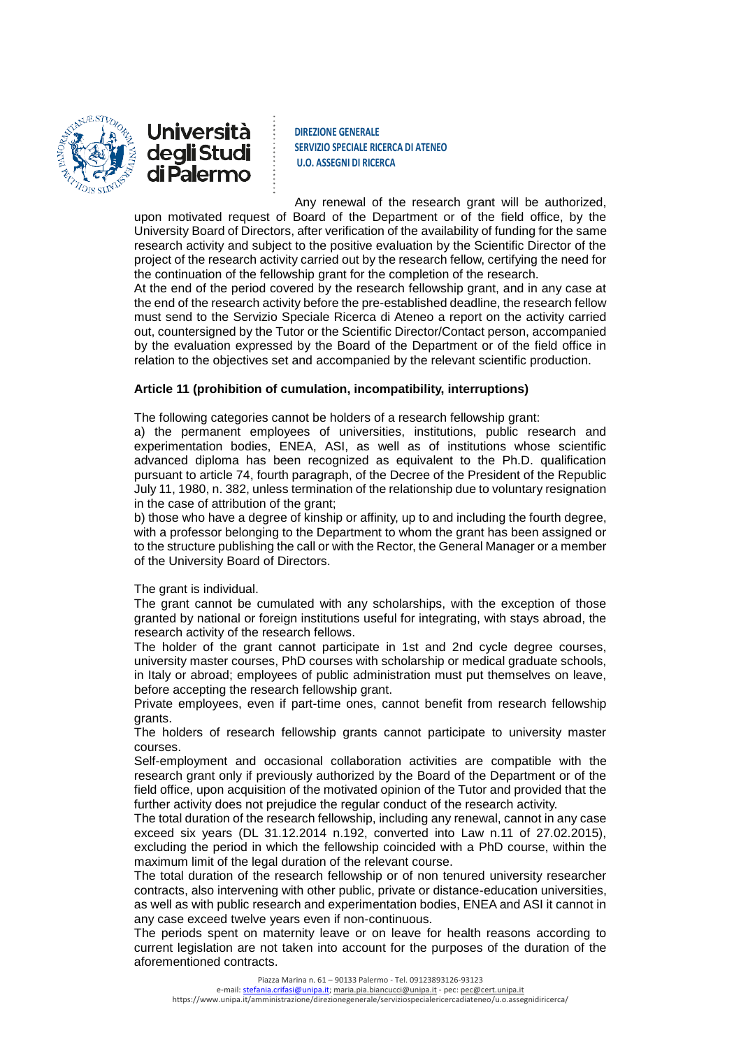Any renewal of the research grant will be authorized, upon motivated request of Board of the Department or of the field office, by the University Board of Directors, after verification of the availability of funding for the same research activity and subject to the positive evaluation by the Scientific Director of the project of the research activity carried out by the research fellow, certifying the need for the continuation of the fellowship grant for the completion of the research.

At the end of the period covered by the research fellowship grant, and in any case at the end of the research activity before the pre-established deadline, the research fellow must send to the Servizio Speciale Ricerca di Ateneo a report on the activity carried out, countersigned by the Tutor or the Scientific Director/Contact person, accompanied by the evaluation expressed by the Board of the Department or of the field office in relation to the objectives set and accompanied by the relevant scientific production.

**Article 11 (prohibition of cumulation, incompatibility, interruptions)**

The following categories cannot be holders of a research fellowship grant:

a) the permanent employees of universities, institutions, public research and experimentation bodies, ENEA, ASI, as well as of institutions whose scientific advanced diploma has been recognized as equivalent to the Ph.D. qualification pursuant to article 74, fourth paragraph, of the Decree of the President of the Republic July 11, 1980, n. 382, unless termination of the relationship due to voluntary resignation in the case of attribution of the grant;

b) those who have a degree of kinship or affinity, up to and including the fourth degree, with a professor belonging to the Department to whom the grant has been assigned or to the structure publishing the call or with the Rector, the General Manager or a member of the University Board of Directors.

The grant is individual.

The grant cannot be cumulated with any scholarships, with the exception of those granted by national or foreign institutions useful for integrating, with stays abroad, the research activity of the research fellows.

The holder of the grant cannot participate in 1st and 2nd cycle degree courses, university master courses, PhD courses with scholarship or medical graduate schools, in Italy or abroad; employees of public administration must put themselves on leave, before accepting the research fellowship grant.

Private employees, even if part-time ones, cannot benefit from research fellowship grants.

The holders of research fellowship grants cannot participate to university master courses.

Self-employment and occasional collaboration activities are compatible with the research grant only if previously authorized by the Board of the Department or of the field office, upon acquisition of the motivated opinion of the Tutor and provided that the further activity does not prejudice the regular conduct of the research activity.

The total duration of the research fellowship, including any renewal, cannot in any case exceed six years (DL 31.12.2014 n.192, converted into Law n.11 of 27.02.2015), excluding the period in which the fellowship coincided with a PhD course, within the maximum limit of the legal duration of the relevant course.

The total duration of the research fellowship or of non tenured university researcher contracts, also intervening with other public, private or distance-education universities, as well as with public research and experimentation bodies, ENEA and ASI it cannot in any case exceed twelve years even if non-continuous.

The periods spent on maternity leave or on leave for health reasons according to current legislation are not taken into account for the purposes of the duration of the aforementioned contracts.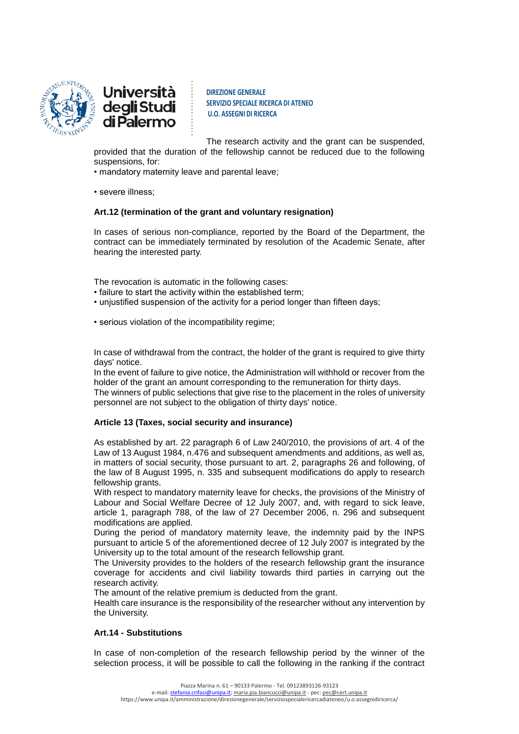The research activity and the grant can be suspended, provided that the duration of the fellowship cannot be reduced due to the following suspensions, for:

- mandatory maternity leave and parental leave;
- severe illness;

**Art.12 (termination of the grant and voluntary resignation)**

In cases of serious non-compliance, reported by the Board of the Department, the contract can be immediately terminated by resolution of the Academic Senate, after hearing the interested party.

The revocation is automatic in the following cases:

- failure to start the activity within the established term;
- unjustified suspension of the activity for a period longer than fifteen days;
- serious violation of the incompatibility regime;

In case of withdrawal from the contract, the holder of the grant is required to give thirty days' notice.

In the event of failure to give notice, the Administration will withhold or recover from the holder of the grant an amount corresponding to the remuneration for thirty days.

The winners of public selections that give rise to the placement in the roles of university personnel are not subject to the obligation of thirty days' notice.

**Article 13 (Taxes, social security and insurance)**

As established by art. 22 paragraph 6 of Law 240/2010, the provisions of art. 4 of the Law of 13 August 1984, n.476 and subsequent amendments and additions, as well as, in matters of social security, those pursuant to art. 2, paragraphs 26 and following, of the law of 8 August 1995, n. 335 and subsequent modifications do apply to research fellowship grants.

With respect to mandatory maternity leave for checks, the provisions of the Ministry of Labour and Social Welfare Decree of 12 July 2007, and, with regard to sick leave, article 1, paragraph 788, of the law of 27 December 2006, n. 296 and subsequent modifications are applied.

During the period of mandatory maternity leave, the indemnity paid by the INPS pursuant to article 5 of the aforementioned decree of 12 July 2007 is integrated by the University up to the total amount of the research fellowship grant.

The University provides to the holders of the research fellowship grant the insurance coverage for accidents and civil liability towards third parties in carrying out the research activity.

The amount of the relative premium is deducted from the grant.

Health care insurance is the responsibility of the researcher without any intervention by the University.

**Art.14 - Substitutions**

In case of non-completion of the research fellowship period by the winner of the selection process, it will be possible to call the following in the ranking if the contract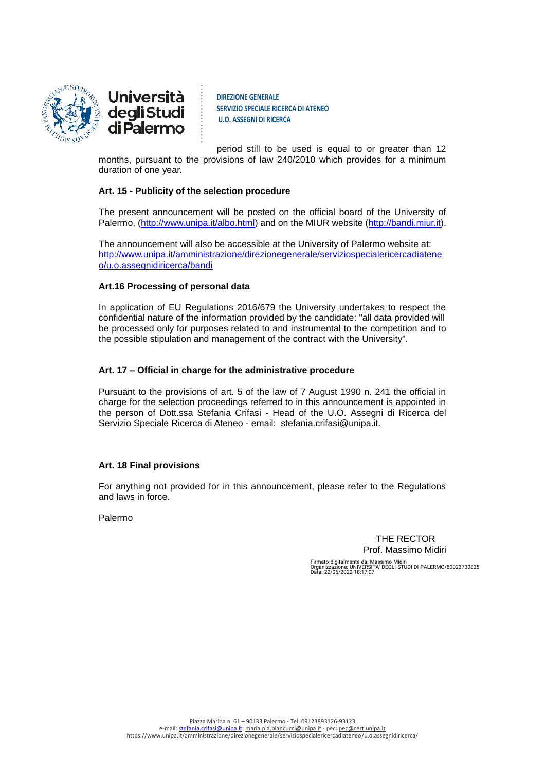period still to be used is equal to or greater than 12 months, pursuant to the provisions of law 240/2010 which provides for a minimum duration of one year.

**Art. 15 - Publicity of the selection procedure**

The present announcement will be posted on the official board of the University of Palermo, (http://www.unipa.it/albo.html) and on the MIUR website (http://bandi.miur.it).

The announcement will also be accessible at the University of Palermo website at: http://www.unipa.it/amministrazione/direzionegenerale/serviziospecialericercadiateneo/u.o.assegnidiricerca/bandi

**Art.16 Processing of personal data**

In application of EU Regulations 2016/679 the University undertakes to respect the confidential nature of the information provided by the candidate: "all data provided will be processed only for purposes related to and instrumental to the competition and to the possible stipulation and management of the contract with the University".

**Art. 17 – Official in charge for the administrative procedure**

Pursuant to the provisions of art. 5 of the law of 7 August 1990 n. 241 the official in charge for the selection proceedings referred to in this announcement is appointed in the person of Dott.ssa Stefania Crifasi - Head of the U.O. Assegni di Ricerca del Servizio Speciale Ricerca di Ateneo - email: stefania.crifasi@unipa.it.

**Art. 18 Final provisions**

For anything not provided for in this announcement, please refer to the Regulations and laws in force.

Palermo

THE RECTOR
Prof. Massimo Midiri

Firmato digitalmente da: Massimo Midiri
Organizzazione: UNIVERSITA' DEGLI STUDI DI PALERMO/80023730825
Data: 22/06/2022 18:17:07